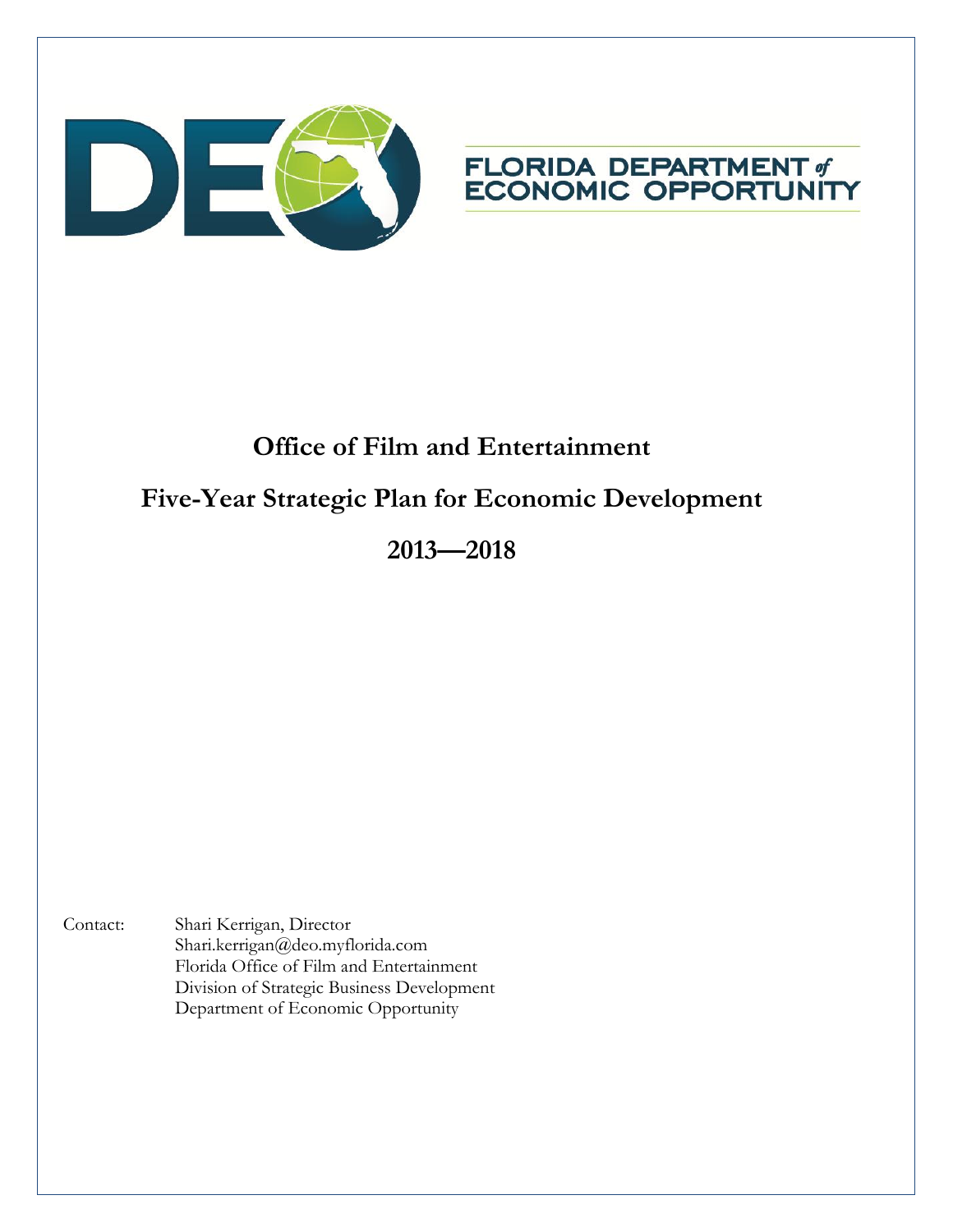FLORIDA DEPARTMENT of ECONOMIC OPPORTUNITY

# Office of Film and Entertainment

# Five-Year Strategic Plan for Economic Development

# 2013—2018

Contact: Shari Kerrigan, Director
Shari.kerrigan@deo.myflorida.com
Florida Office of Film and Entertainment
Division of Strategic Business Development
Department of Economic Opportunity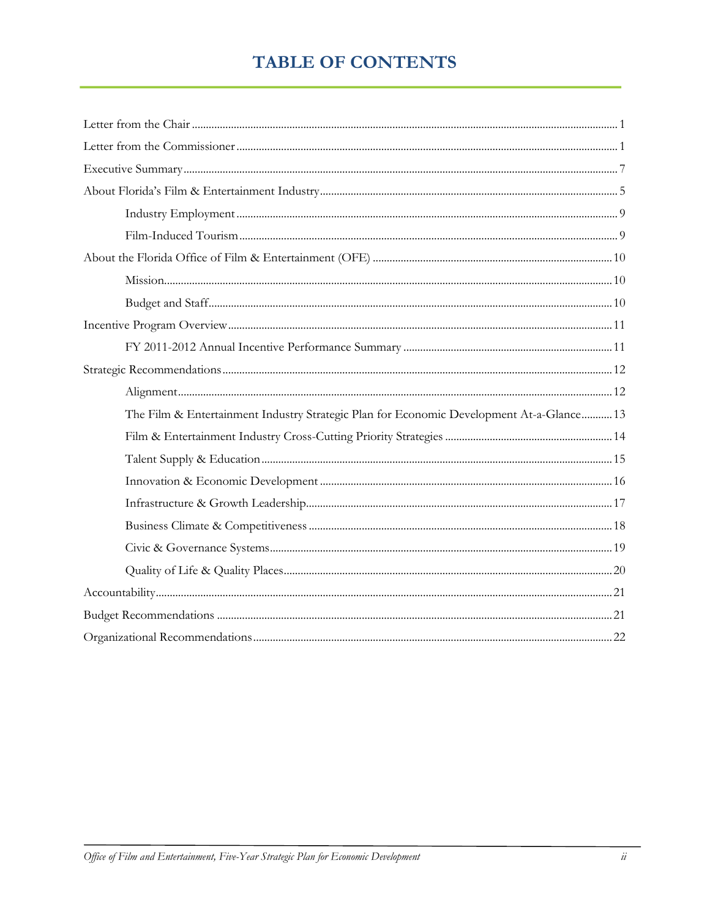# TABLE OF CONTENTS

Letter from the Chair ........................................................................................................................................ 1

Letter from the Commissioner ........................................................................................................................ 1

Executive Summary .......................................................................................................................................... 7

About Florida's Film & Entertainment Industry .......................................................................................... 5

- Industry Employment ....................................................................................................................... 9
- Film-Induced Tourism ...................................................................................................................... 9

About the Florida Office of Film & Entertainment (OFE) .................................................................... 10

- Mission .............................................................................................................................................. 10
- Budget and Staff ............................................................................................................................... 10

Incentive Program Overview ........................................................................................................................ 11

- FY 2011-2012 Annual Incentive Performance Summary .......................................................... 11

Strategic Recommendations .......................................................................................................................... 12

- Alignment .......................................................................................................................................... 12
- The Film & Entertainment Industry Strategic Plan for Economic Development At-a-Glance ........... 13
- Film & Entertainment Industry Cross-Cutting Priority Strategies ........................................... 14
- Talent Supply & Education ............................................................................................................ 15
- Innovation & Economic Development ....................................................................................... 16
- Infrastructure & Growth Leadership ............................................................................................ 17
- Business Climate & Competitiveness ........................................................................................... 18
- Civic & Governance Systems ......................................................................................................... 19
- Quality of Life & Quality Places .................................................................................................... 20

Accountability .................................................................................................................................................. 21

Budget Recommendations ............................................................................................................................ 21

Organizational Recommendations ............................................................................................................... 22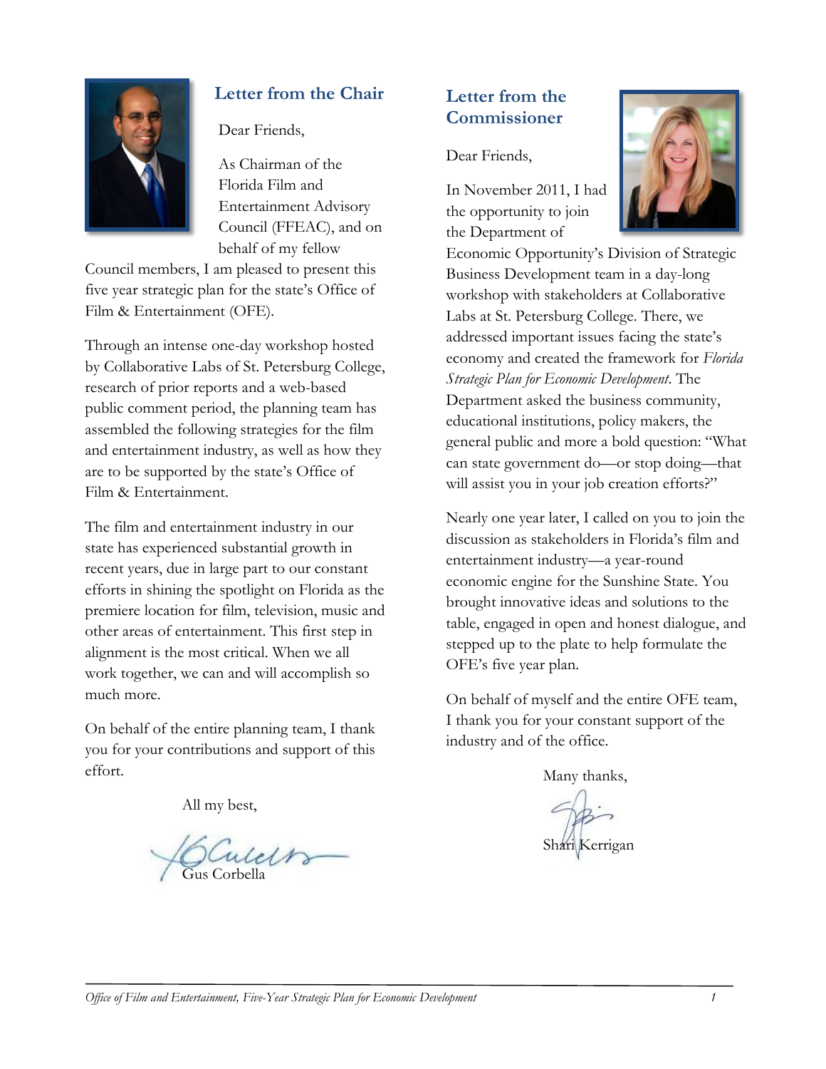## Letter from the Chair

Dear Friends,

As Chairman of the Florida Film and Entertainment Advisory Council (FFEAC), and on behalf of my fellow Council members, I am pleased to present this five year strategic plan for the state's Office of Film & Entertainment (OFE).

Through an intense one-day workshop hosted by Collaborative Labs of St. Petersburg College, research of prior reports and a web-based public comment period, the planning team has assembled the following strategies for the film and entertainment industry, as well as how they are to be supported by the state's Office of Film & Entertainment.

The film and entertainment industry in our state has experienced substantial growth in recent years, due in large part to our constant efforts in shining the spotlight on Florida as the premiere location for film, television, music and other areas of entertainment. This first step in alignment is the most critical. When we all work together, we can and will accomplish so much more.

On behalf of the entire planning team, I thank you for your contributions and support of this effort.

All my best,

Gus Corbella

## Letter from the Commissioner

Dear Friends,

In November 2011, I had the opportunity to join the Department of Economic Opportunity's Division of Strategic Business Development team in a day-long workshop with stakeholders at Collaborative Labs at St. Petersburg College. There, we addressed important issues facing the state's economy and created the framework for *Florida Strategic Plan for Economic Development*. The Department asked the business community, educational institutions, policy makers, the general public and more a bold question: "What can state government do—or stop doing—that will assist you in your job creation efforts?"

Nearly one year later, I called on you to join the discussion as stakeholders in Florida's film and entertainment industry—a year-round economic engine for the Sunshine State. You brought innovative ideas and solutions to the table, engaged in open and honest dialogue, and stepped up to the plate to help formulate the OFE's five year plan.

On behalf of myself and the entire OFE team, I thank you for your constant support of the industry and of the office.

Many thanks,

Shari Kerrigan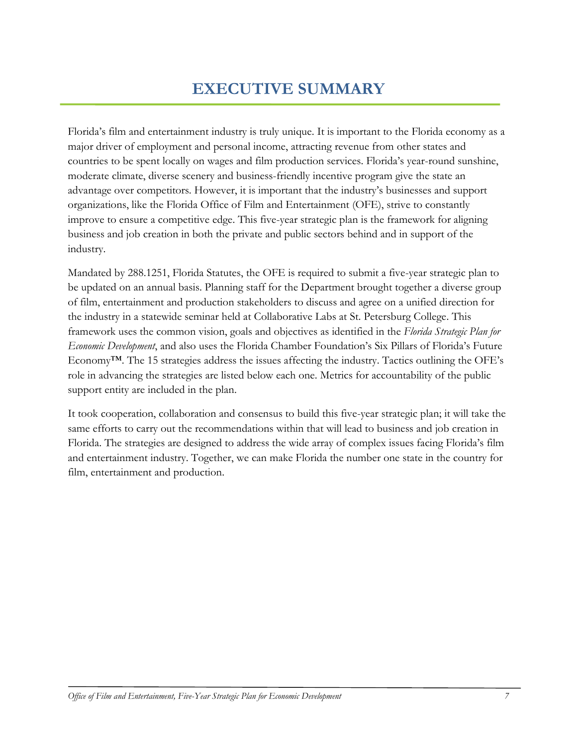# EXECUTIVE SUMMARY

Florida's film and entertainment industry is truly unique. It is important to the Florida economy as a major driver of employment and personal income, attracting revenue from other states and countries to be spent locally on wages and film production services. Florida's year-round sunshine, moderate climate, diverse scenery and business-friendly incentive program give the state an advantage over competitors. However, it is important that the industry's businesses and support organizations, like the Florida Office of Film and Entertainment (OFE), strive to constantly improve to ensure a competitive edge. This five-year strategic plan is the framework for aligning business and job creation in both the private and public sectors behind and in support of the industry.

Mandated by 288.1251, Florida Statutes, the OFE is required to submit a five-year strategic plan to be updated on an annual basis. Planning staff for the Department brought together a diverse group of film, entertainment and production stakeholders to discuss and agree on a unified direction for the industry in a statewide seminar held at Collaborative Labs at St. Petersburg College. This framework uses the common vision, goals and objectives as identified in the *Florida Strategic Plan for Economic Development*, and also uses the Florida Chamber Foundation's Six Pillars of Florida's Future Economy™. The 15 strategies address the issues affecting the industry. Tactics outlining the OFE's role in advancing the strategies are listed below each one. Metrics for accountability of the public support entity are included in the plan.

It took cooperation, collaboration and consensus to build this five-year strategic plan; it will take the same efforts to carry out the recommendations within that will lead to business and job creation in Florida. The strategies are designed to address the wide array of complex issues facing Florida's film and entertainment industry. Together, we can make Florida the number one state in the country for film, entertainment and production.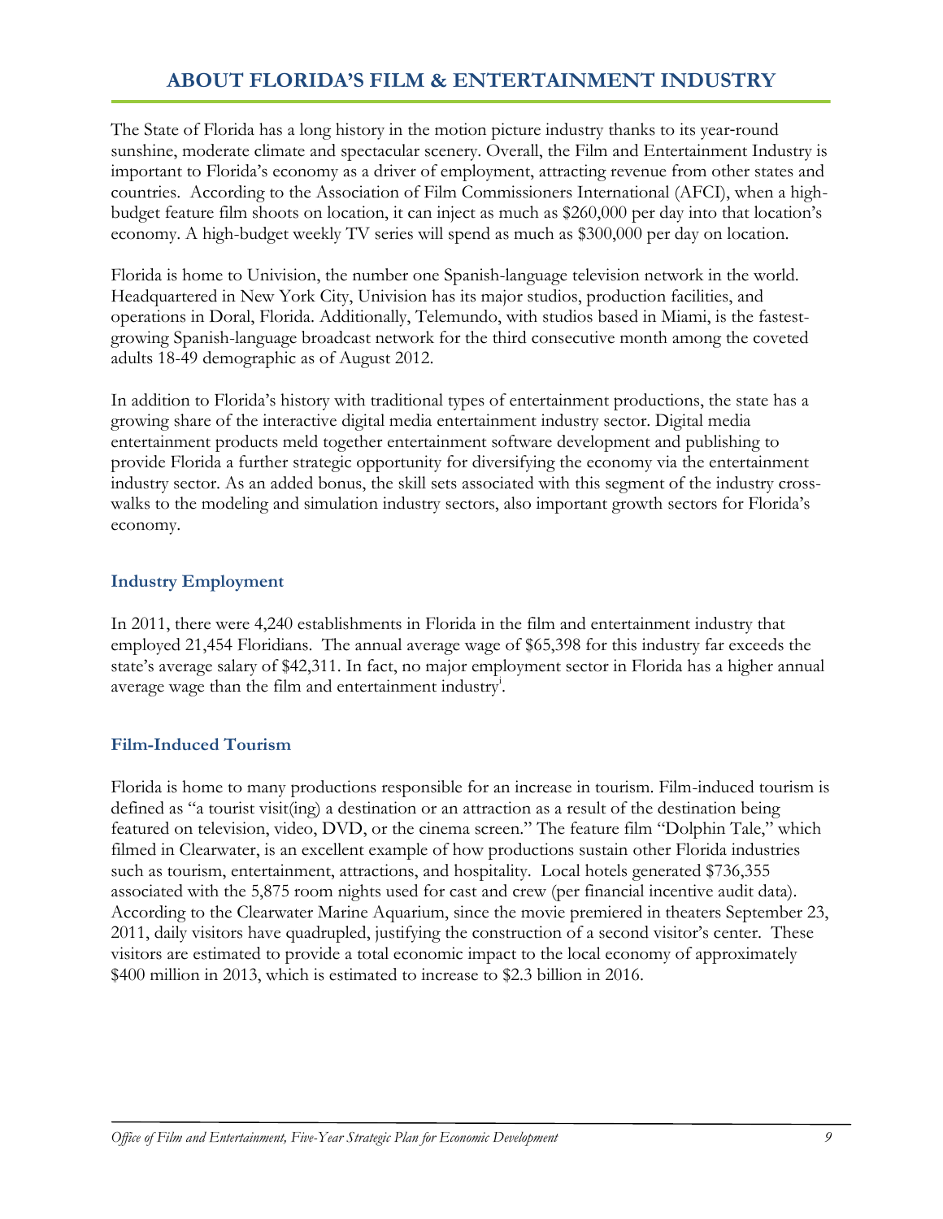# ABOUT FLORIDA'S FILM & ENTERTAINMENT INDUSTRY

The State of Florida has a long history in the motion picture industry thanks to its year-round sunshine, moderate climate and spectacular scenery. Overall, the Film and Entertainment Industry is important to Florida's economy as a driver of employment, attracting revenue from other states and countries. According to the Association of Film Commissioners International (AFCI), when a high-budget feature film shoots on location, it can inject as much as $260,000 per day into that location's economy. A high-budget weekly TV series will spend as much as $300,000 per day on location.

Florida is home to Univision, the number one Spanish-language television network in the world. Headquartered in New York City, Univision has its major studios, production facilities, and operations in Doral, Florida. Additionally, Telemundo, with studios based in Miami, is the fastest-growing Spanish-language broadcast network for the third consecutive month among the coveted adults 18-49 demographic as of August 2012.

In addition to Florida's history with traditional types of entertainment productions, the state has a growing share of the interactive digital media entertainment industry sector. Digital media entertainment products meld together entertainment software development and publishing to provide Florida a further strategic opportunity for diversifying the economy via the entertainment industry sector. As an added bonus, the skill sets associated with this segment of the industry cross-walks to the modeling and simulation industry sectors, also important growth sectors for Florida's economy.

## Industry Employment

In 2011, there were 4,240 establishments in Florida in the film and entertainment industry that employed 21,454 Floridians. The annual average wage of $65,398 for this industry far exceeds the state's average salary of $42,311. In fact, no major employment sector in Florida has a higher annual average wage than the film and entertainment industry[i].

## Film-Induced Tourism

Florida is home to many productions responsible for an increase in tourism. Film-induced tourism is defined as "a tourist visit(ing) a destination or an attraction as a result of the destination being featured on television, video, DVD, or the cinema screen." The feature film "Dolphin Tale," which filmed in Clearwater, is an excellent example of how productions sustain other Florida industries such as tourism, entertainment, attractions, and hospitality. Local hotels generated $736,355 associated with the 5,875 room nights used for cast and crew (per financial incentive audit data). According to the Clearwater Marine Aquarium, since the movie premiered in theaters September 23, 2011, daily visitors have quadrupled, justifying the construction of a second visitor's center. These visitors are estimated to provide a total economic impact to the local economy of approximately $400 million in 2013, which is estimated to increase to $2.3 billion in 2016.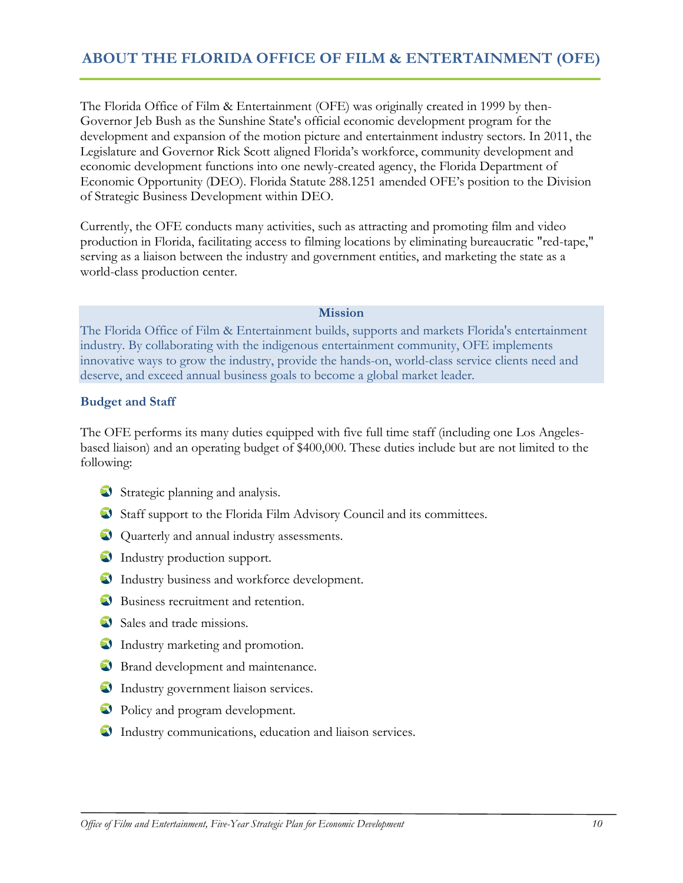# ABOUT THE FLORIDA OFFICE OF FILM & ENTERTAINMENT (OFE)

The Florida Office of Film & Entertainment (OFE) was originally created in 1999 by then-Governor Jeb Bush as the Sunshine State's official economic development program for the development and expansion of the motion picture and entertainment industry sectors. In 2011, the Legislature and Governor Rick Scott aligned Florida's workforce, community development and economic development functions into one newly-created agency, the Florida Department of Economic Opportunity (DEO). Florida Statute 288.1251 amended OFE's position to the Division of Strategic Business Development within DEO.

Currently, the OFE conducts many activities, such as attracting and promoting film and video production in Florida, facilitating access to filming locations by eliminating bureaucratic "red-tape," serving as a liaison between the industry and government entities, and marketing the state as a world-class production center.

**Mission**

The Florida Office of Film & Entertainment builds, supports and markets Florida's entertainment industry. By collaborating with the indigenous entertainment community, OFE implements innovative ways to grow the industry, provide the hands-on, world-class service clients need and deserve, and exceed annual business goals to become a global market leader.

### Budget and Staff

The OFE performs its many duties equipped with five full time staff (including one Los Angeles-based liaison) and an operating budget of $400,000. These duties include but are not limited to the following:

- Strategic planning and analysis.
- Staff support to the Florida Film Advisory Council and its committees.
- Quarterly and annual industry assessments.
- Industry production support.
- Industry business and workforce development.
- Business recruitment and retention.
- Sales and trade missions.
- Industry marketing and promotion.
- Brand development and maintenance.
- Industry government liaison services.
- Policy and program development.
- Industry communications, education and liaison services.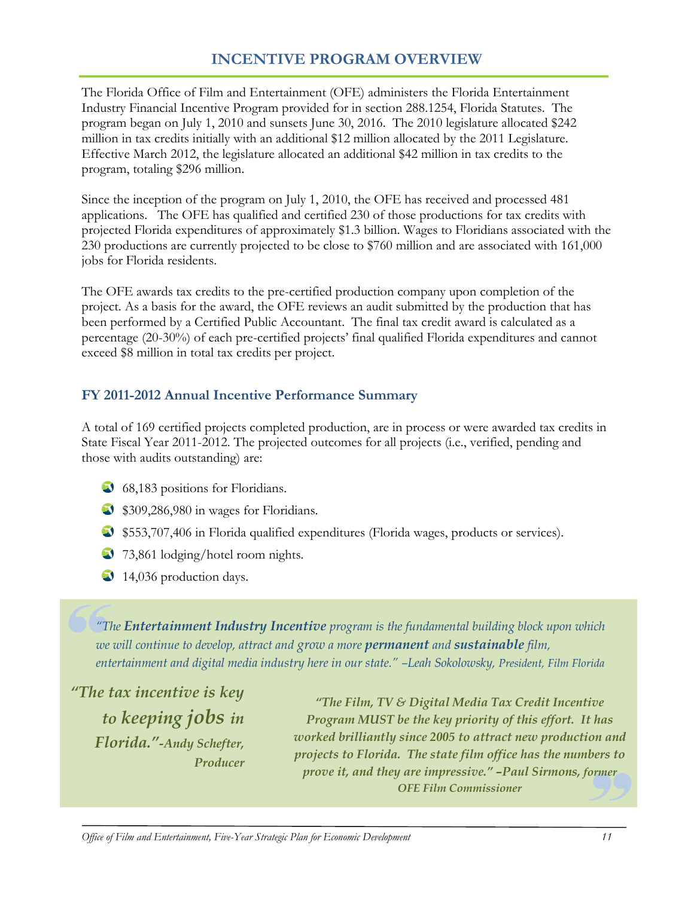# INCENTIVE PROGRAM OVERVIEW

The Florida Office of Film and Entertainment (OFE) administers the Florida Entertainment Industry Financial Incentive Program provided for in section 288.1254, Florida Statutes. The program began on July 1, 2010 and sunsets June 30, 2016. The 2010 legislature allocated $242 million in tax credits initially with an additional $12 million allocated by the 2011 Legislature. Effective March 2012, the legislature allocated an additional $42 million in tax credits to the program, totaling $296 million.

Since the inception of the program on July 1, 2010, the OFE has received and processed 481 applications. The OFE has qualified and certified 230 of those productions for tax credits with projected Florida expenditures of approximately $1.3 billion. Wages to Floridians associated with the 230 productions are currently projected to be close to $760 million and are associated with 161,000 jobs for Florida residents.

The OFE awards tax credits to the pre-certified production company upon completion of the project. As a basis for the award, the OFE reviews an audit submitted by the production that has been performed by a Certified Public Accountant. The final tax credit award is calculated as a percentage (20-30%) of each pre-certified projects' final qualified Florida expenditures and cannot exceed $8 million in total tax credits per project.

## FY 2011-2012 Annual Incentive Performance Summary

A total of 169 certified projects completed production, are in process or were awarded tax credits in State Fiscal Year 2011-2012. The projected outcomes for all projects (i.e., verified, pending and those with audits outstanding) are:

- 68,183 positions for Floridians.
- $309,286,980 in wages for Floridians.
- $553,707,406 in Florida qualified expenditures (Florida wages, products or services).
- 73,861 lodging/hotel room nights.
- 14,036 production days.

> *"The **Entertainment Industry Incentive** program is the fundamental building block upon which we will continue to develop, attract and grow a more **permanent** and **sustainable** film, entertainment and digital media industry here in our state." –Leah Sokolowsky, President, Film Florida*

> ***"The tax incentive is key to keeping jobs in Florida."-Andy Schefter, Producer***

> ***"The Film, TV & Digital Media Tax Credit Incentive Program MUST be the key priority of this effort. It has worked brilliantly since 2005 to attract new production and projects to Florida. The state film office has the numbers to prove it, and they are impressive." –Paul Sirmons, former OFE Film Commissioner***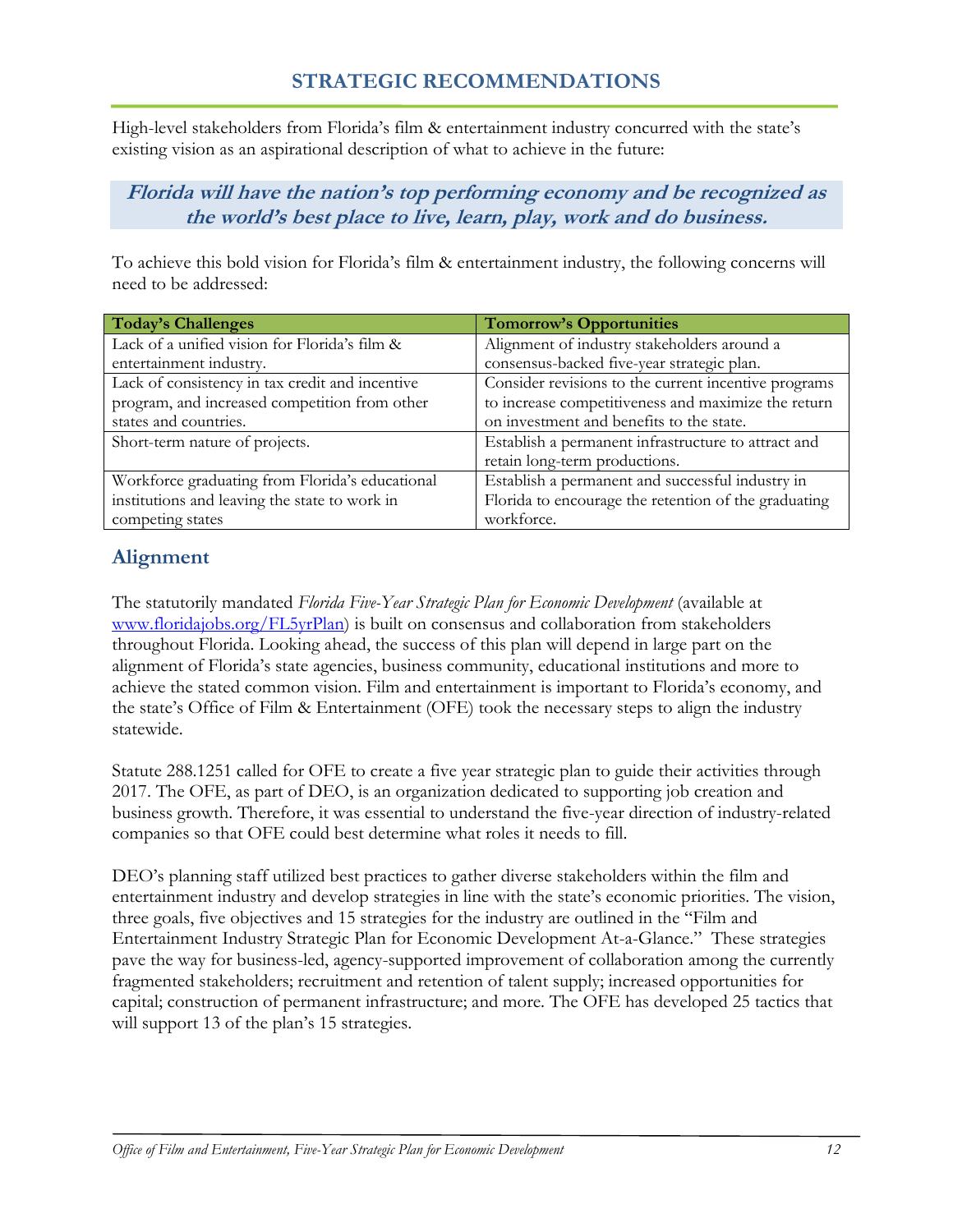## STRATEGIC RECOMMENDATIONS

High-level stakeholders from Florida's film & entertainment industry concurred with the state's existing vision as an aspirational description of what to achieve in the future:

***Florida will have the nation's top performing economy and be recognized as the world's best place to live, learn, play, work and do business.***

To achieve this bold vision for Florida's film & entertainment industry, the following concerns will need to be addressed:

| Today's Challenges | Tomorrow's Opportunities |
|---|---|
| Lack of a unified vision for Florida's film & entertainment industry. | Alignment of industry stakeholders around a consensus-backed five-year strategic plan. |
| Lack of consistency in tax credit and incentive program, and increased competition from other states and countries. | Consider revisions to the current incentive programs to increase competitiveness and maximize the return on investment and benefits to the state. |
| Short-term nature of projects. | Establish a permanent infrastructure to attract and retain long-term productions. |
| Workforce graduating from Florida's educational institutions and leaving the state to work in competing states | Establish a permanent and successful industry in Florida to encourage the retention of the graduating workforce. |

## Alignment

The statutorily mandated *Florida Five-Year Strategic Plan for Economic Development* (available at www.floridajobs.org/FL5yrPlan) is built on consensus and collaboration from stakeholders throughout Florida. Looking ahead, the success of this plan will depend in large part on the alignment of Florida's state agencies, business community, educational institutions and more to achieve the stated common vision. Film and entertainment is important to Florida's economy, and the state's Office of Film & Entertainment (OFE) took the necessary steps to align the industry statewide.

Statute 288.1251 called for OFE to create a five year strategic plan to guide their activities through 2017. The OFE, as part of DEO, is an organization dedicated to supporting job creation and business growth. Therefore, it was essential to understand the five-year direction of industry-related companies so that OFE could best determine what roles it needs to fill.

DEO's planning staff utilized best practices to gather diverse stakeholders within the film and entertainment industry and develop strategies in line with the state's economic priorities. The vision, three goals, five objectives and 15 strategies for the industry are outlined in the "Film and Entertainment Industry Strategic Plan for Economic Development At-a-Glance." These strategies pave the way for business-led, agency-supported improvement of collaboration among the currently fragmented stakeholders; recruitment and retention of talent supply; increased opportunities for capital; construction of permanent infrastructure; and more. The OFE has developed 25 tactics that will support 13 of the plan's 15 strategies.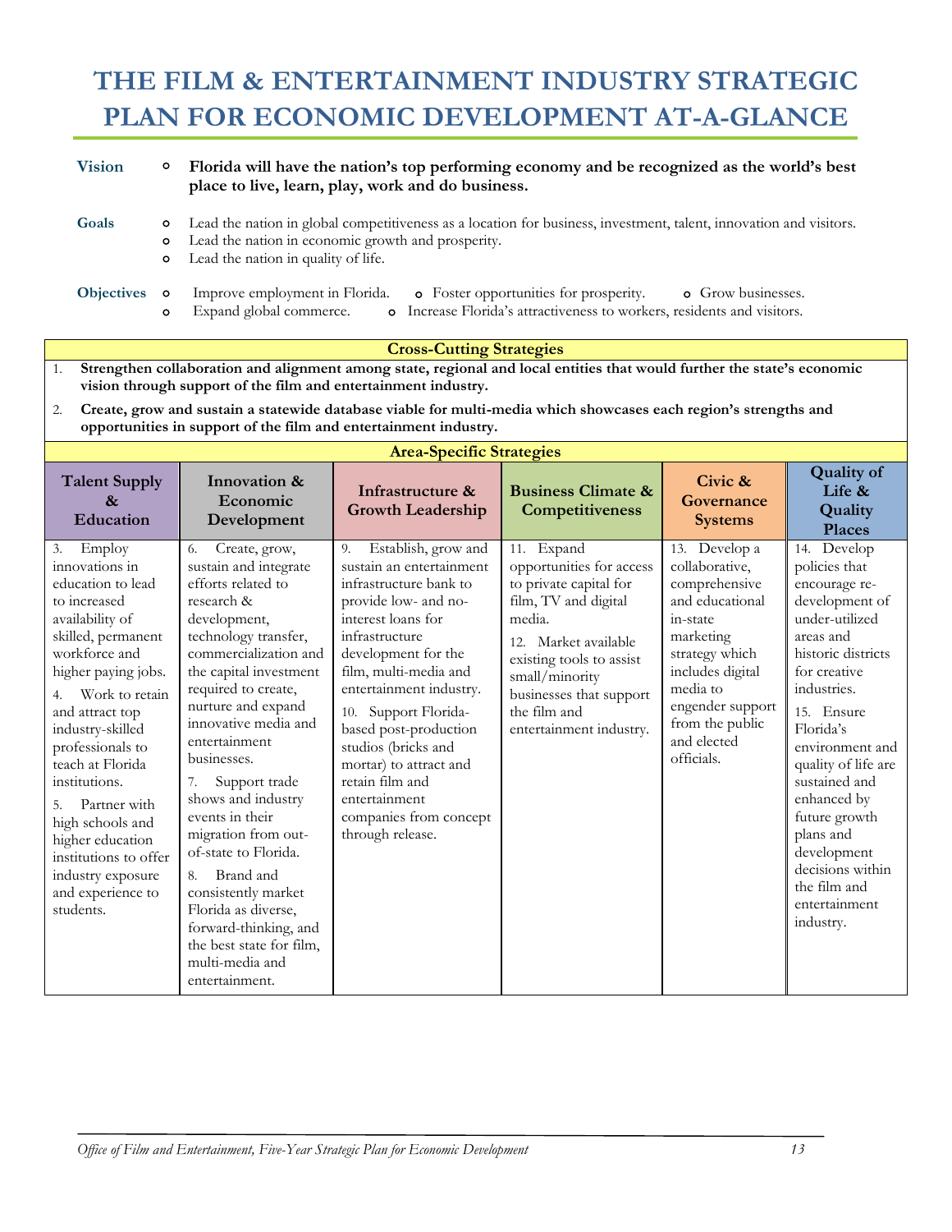# THE FILM & ENTERTAINMENT INDUSTRY STRATEGIC PLAN FOR ECONOMIC DEVELOPMENT AT-A-GLANCE

**Vision**

- **Florida will have the nation's top performing economy and be recognized as the world's best place to live, learn, play, work and do business.**

**Goals**

- Lead the nation in global competitiveness as a location for business, investment, talent, innovation and visitors.
- Lead the nation in economic growth and prosperity.
- Lead the nation in quality of life.

**Objectives**

- Improve employment in Florida.
- Foster opportunities for prosperity.
- Grow businesses.
- Expand global commerce.
- Increase Florida's attractiveness to workers, residents and visitors.

## Cross-Cutting Strategies

1. **Strengthen collaboration and alignment among state, regional and local entities that would further the state's economic vision through support of the film and entertainment industry.**
2. **Create, grow and sustain a statewide database viable for multi-media which showcases each region's strengths and opportunities in support of the film and entertainment industry.**

## Area-Specific Strategies

| Talent Supply & Education | Innovation & Economic Development | Infrastructure & Growth Leadership | Business Climate & Competitiveness | Civic & Governance Systems | Quality of Life & Quality Places |
|---|---|---|---|---|---|
| 3. Employ innovations in education to lead to increased availability of skilled, permanent workforce and higher paying jobs.<br>4. Work to retain and attract top industry-skilled professionals to teach at Florida institutions.<br>5. Partner with high schools and higher education institutions to offer industry exposure and experience to students. | 6. Create, grow, sustain and integrate efforts related to research & development, technology transfer, commercialization and the capital investment required to create, nurture and expand innovative media and entertainment businesses.<br>7. Support trade shows and industry events in their migration from out-of-state to Florida.<br>8. Brand and consistently market Florida as diverse, forward-thinking, and the best state for film, multi-media and entertainment. | 9. Establish, grow and sustain an entertainment infrastructure bank to provide low- and no-interest loans for infrastructure development for the film, multi-media and entertainment industry.<br>10. Support Florida-based post-production studios (bricks and mortar) to attract and retain film and entertainment companies from concept through release. | 11. Expand opportunities for access to private capital for film, TV and digital media.<br>12. Market available existing tools to assist small/minority businesses that support the film and entertainment industry. | 13. Develop a collaborative, comprehensive and educational in-state marketing strategy which includes digital media to engender support from the public and elected officials. | 14. Develop policies that encourage re-development of under-utilized areas and historic districts for creative industries.<br>15. Ensure Florida's environment and quality of life are sustained and enhanced by future growth plans and development decisions within the film and entertainment industry. |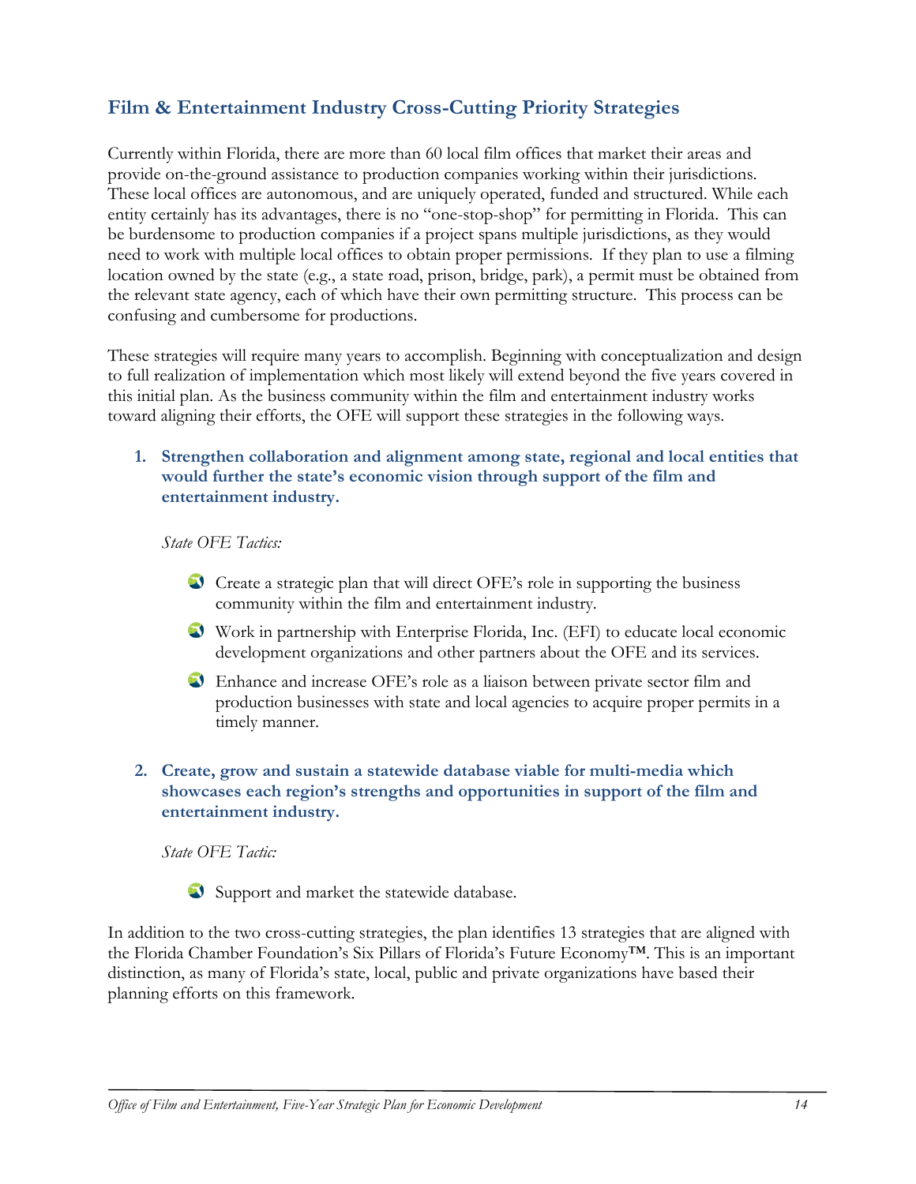## Film & Entertainment Industry Cross-Cutting Priority Strategies

Currently within Florida, there are more than 60 local film offices that market their areas and provide on-the-ground assistance to production companies working within their jurisdictions. These local offices are autonomous, and are uniquely operated, funded and structured. While each entity certainly has its advantages, there is no "one-stop-shop" for permitting in Florida. This can be burdensome to production companies if a project spans multiple jurisdictions, as they would need to work with multiple local offices to obtain proper permissions. If they plan to use a filming location owned by the state (e.g., a state road, prison, bridge, park), a permit must be obtained from the relevant state agency, each of which have their own permitting structure. This process can be confusing and cumbersome for productions.

These strategies will require many years to accomplish. Beginning with conceptualization and design to full realization of implementation which most likely will extend beyond the five years covered in this initial plan. As the business community within the film and entertainment industry works toward aligning their efforts, the OFE will support these strategies in the following ways.

1. **Strengthen collaboration and alignment among state, regional and local entities that would further the state's economic vision through support of the film and entertainment industry.**

   *State OFE Tactics:*

   - Create a strategic plan that will direct OFE's role in supporting the business community within the film and entertainment industry.
   - Work in partnership with Enterprise Florida, Inc. (EFI) to educate local economic development organizations and other partners about the OFE and its services.
   - Enhance and increase OFE's role as a liaison between private sector film and production businesses with state and local agencies to acquire proper permits in a timely manner.

2. **Create, grow and sustain a statewide database viable for multi-media which showcases each region's strengths and opportunities in support of the film and entertainment industry.**

   *State OFE Tactic:*

   - Support and market the statewide database.

In addition to the two cross-cutting strategies, the plan identifies 13 strategies that are aligned with the Florida Chamber Foundation's Six Pillars of Florida's Future Economy™. This is an important distinction, as many of Florida's state, local, public and private organizations have based their planning efforts on this framework.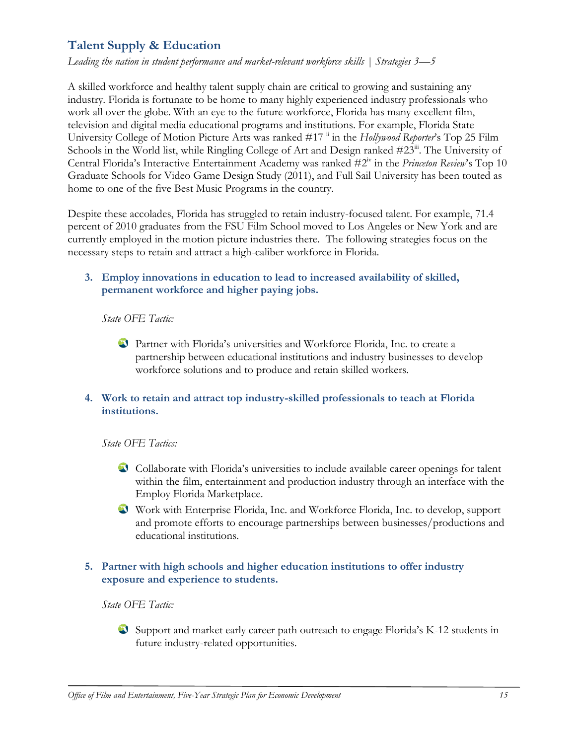## Talent Supply & Education

*Leading the nation in student performance and market-relevant workforce skills | Strategies 3—5*

A skilled workforce and healthy talent supply chain are critical to growing and sustaining any industry. Florida is fortunate to be home to many highly experienced industry professionals who work all over the globe. With an eye to the future workforce, Florida has many excellent film, television and digital media educational programs and institutions. For example, Florida State University College of Motion Picture Arts was ranked #17 [ii] in the *Hollywood Reporter*'s Top 25 Film Schools in the World list, while Ringling College of Art and Design ranked #23[iii]. The University of Central Florida's Interactive Entertainment Academy was ranked #2[iv] in the *Princeton Review*'s Top 10 Graduate Schools for Video Game Design Study (2011), and Full Sail University has been touted as home to one of the five Best Music Programs in the country.

Despite these accolades, Florida has struggled to retain industry-focused talent. For example, 71.4 percent of 2010 graduates from the FSU Film School moved to Los Angeles or New York and are currently employed in the motion picture industries there. The following strategies focus on the necessary steps to retain and attract a high-caliber workforce in Florida.

### 3. Employ innovations in education to lead to increased availability of skilled, permanent workforce and higher paying jobs.

*State OFE Tactic:*

- Partner with Florida's universities and Workforce Florida, Inc. to create a partnership between educational institutions and industry businesses to develop workforce solutions and to produce and retain skilled workers.

### 4. Work to retain and attract top industry-skilled professionals to teach at Florida institutions.

*State OFE Tactics:*

- Collaborate with Florida's universities to include available career openings for talent within the film, entertainment and production industry through an interface with the Employ Florida Marketplace.
- Work with Enterprise Florida, Inc. and Workforce Florida, Inc. to develop, support and promote efforts to encourage partnerships between businesses/productions and educational institutions.

### 5. Partner with high schools and higher education institutions to offer industry exposure and experience to students.

*State OFE Tactic:*

- Support and market early career path outreach to engage Florida's K-12 students in future industry-related opportunities.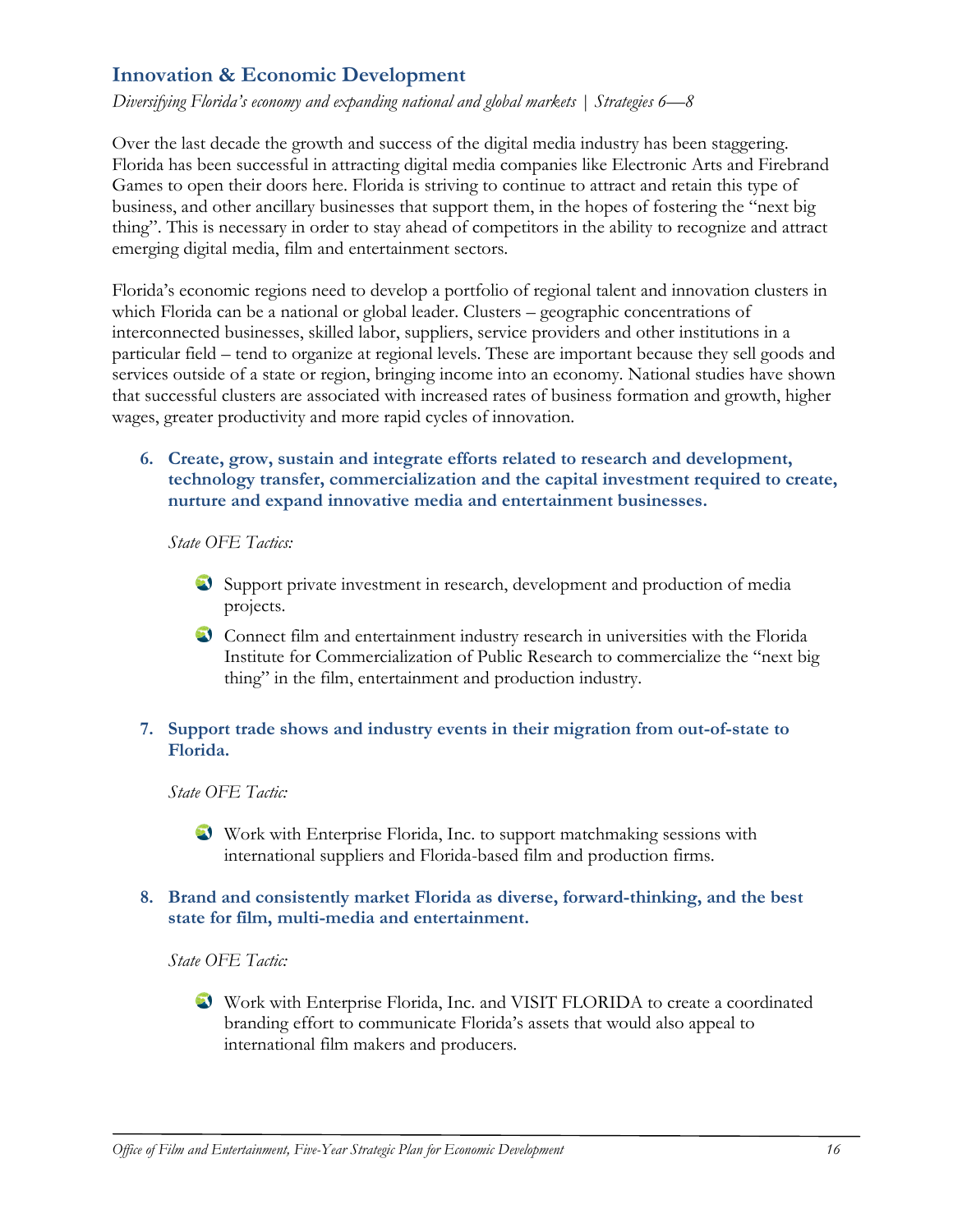## Innovation & Economic Development

*Diversifying Florida's economy and expanding national and global markets | Strategies 6—8*

Over the last decade the growth and success of the digital media industry has been staggering. Florida has been successful in attracting digital media companies like Electronic Arts and Firebrand Games to open their doors here. Florida is striving to continue to attract and retain this type of business, and other ancillary businesses that support them, in the hopes of fostering the "next big thing". This is necessary in order to stay ahead of competitors in the ability to recognize and attract emerging digital media, film and entertainment sectors.

Florida's economic regions need to develop a portfolio of regional talent and innovation clusters in which Florida can be a national or global leader. Clusters – geographic concentrations of interconnected businesses, skilled labor, suppliers, service providers and other institutions in a particular field – tend to organize at regional levels. These are important because they sell goods and services outside of a state or region, bringing income into an economy. National studies have shown that successful clusters are associated with increased rates of business formation and growth, higher wages, greater productivity and more rapid cycles of innovation.

6. **Create, grow, sustain and integrate efforts related to research and development, technology transfer, commercialization and the capital investment required to create, nurture and expand innovative media and entertainment businesses.**

   *State OFE Tactics:*

   - Support private investment in research, development and production of media projects.
   - Connect film and entertainment industry research in universities with the Florida Institute for Commercialization of Public Research to commercialize the "next big thing" in the film, entertainment and production industry.

7. **Support trade shows and industry events in their migration from out-of-state to Florida.**

   *State OFE Tactic:*

   - Work with Enterprise Florida, Inc. to support matchmaking sessions with international suppliers and Florida-based film and production firms.

8. **Brand and consistently market Florida as diverse, forward-thinking, and the best state for film, multi-media and entertainment.**

   *State OFE Tactic:*

   - Work with Enterprise Florida, Inc. and VISIT FLORIDA to create a coordinated branding effort to communicate Florida's assets that would also appeal to international film makers and producers.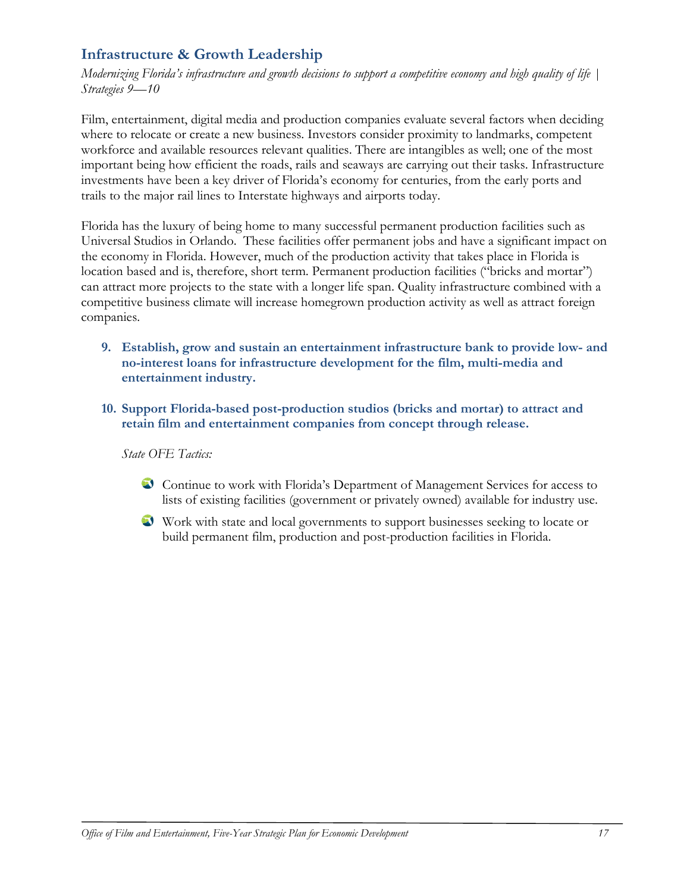## Infrastructure & Growth Leadership

*Modernizing Florida's infrastructure and growth decisions to support a competitive economy and high quality of life | Strategies 9—10*

Film, entertainment, digital media and production companies evaluate several factors when deciding where to relocate or create a new business. Investors consider proximity to landmarks, competent workforce and available resources relevant qualities. There are intangibles as well; one of the most important being how efficient the roads, rails and seaways are carrying out their tasks. Infrastructure investments have been a key driver of Florida's economy for centuries, from the early ports and trails to the major rail lines to Interstate highways and airports today.

Florida has the luxury of being home to many successful permanent production facilities such as Universal Studios in Orlando. These facilities offer permanent jobs and have a significant impact on the economy in Florida. However, much of the production activity that takes place in Florida is location based and is, therefore, short term. Permanent production facilities ("bricks and mortar") can attract more projects to the state with a longer life span. Quality infrastructure combined with a competitive business climate will increase homegrown production activity as well as attract foreign companies.

9. **Establish, grow and sustain an entertainment infrastructure bank to provide low- and no-interest loans for infrastructure development for the film, multi-media and entertainment industry.**

10. **Support Florida-based post-production studios (bricks and mortar) to attract and retain film and entertainment companies from concept through release.**

    *State OFE Tactics:*

    - Continue to work with Florida's Department of Management Services for access to lists of existing facilities (government or privately owned) available for industry use.
    - Work with state and local governments to support businesses seeking to locate or build permanent film, production and post-production facilities in Florida.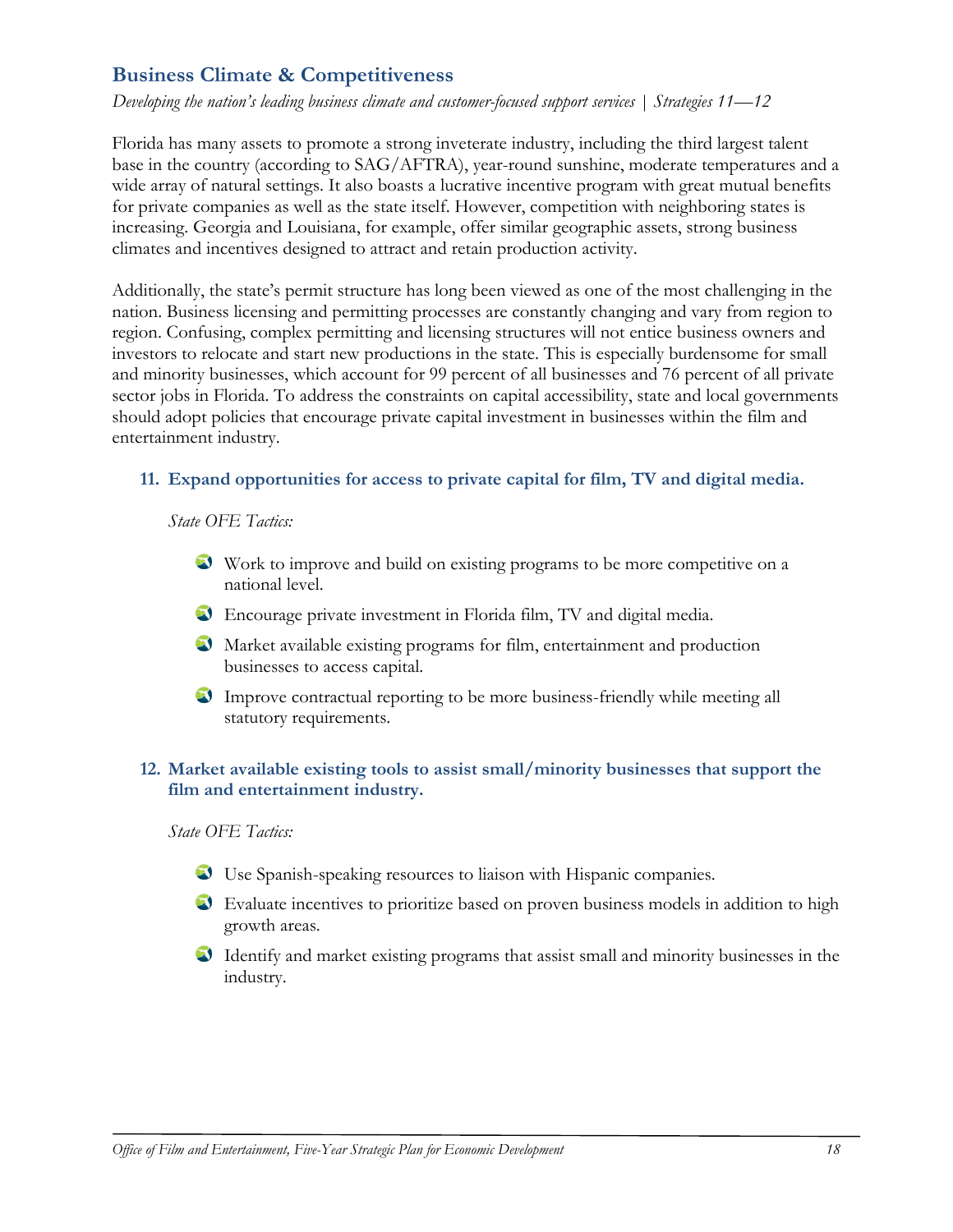## Business Climate & Competitiveness

*Developing the nation's leading business climate and customer-focused support services | Strategies 11—12*

Florida has many assets to promote a strong inveterate industry, including the third largest talent base in the country (according to SAG/AFTRA), year-round sunshine, moderate temperatures and a wide array of natural settings. It also boasts a lucrative incentive program with great mutual benefits for private companies as well as the state itself. However, competition with neighboring states is increasing. Georgia and Louisiana, for example, offer similar geographic assets, strong business climates and incentives designed to attract and retain production activity.

Additionally, the state's permit structure has long been viewed as one of the most challenging in the nation. Business licensing and permitting processes are constantly changing and vary from region to region. Confusing, complex permitting and licensing structures will not entice business owners and investors to relocate and start new productions in the state. This is especially burdensome for small and minority businesses, which account for 99 percent of all businesses and 76 percent of all private sector jobs in Florida. To address the constraints on capital accessibility, state and local governments should adopt policies that encourage private capital investment in businesses within the film and entertainment industry.

### 11. Expand opportunities for access to private capital for film, TV and digital media.

*State OFE Tactics:*

- Work to improve and build on existing programs to be more competitive on a national level.
- Encourage private investment in Florida film, TV and digital media.
- Market available existing programs for film, entertainment and production businesses to access capital.
- Improve contractual reporting to be more business-friendly while meeting all statutory requirements.

### 12. Market available existing tools to assist small/minority businesses that support the film and entertainment industry.

*State OFE Tactics:*

- Use Spanish-speaking resources to liaison with Hispanic companies.
- Evaluate incentives to prioritize based on proven business models in addition to high growth areas.
- Identify and market existing programs that assist small and minority businesses in the industry.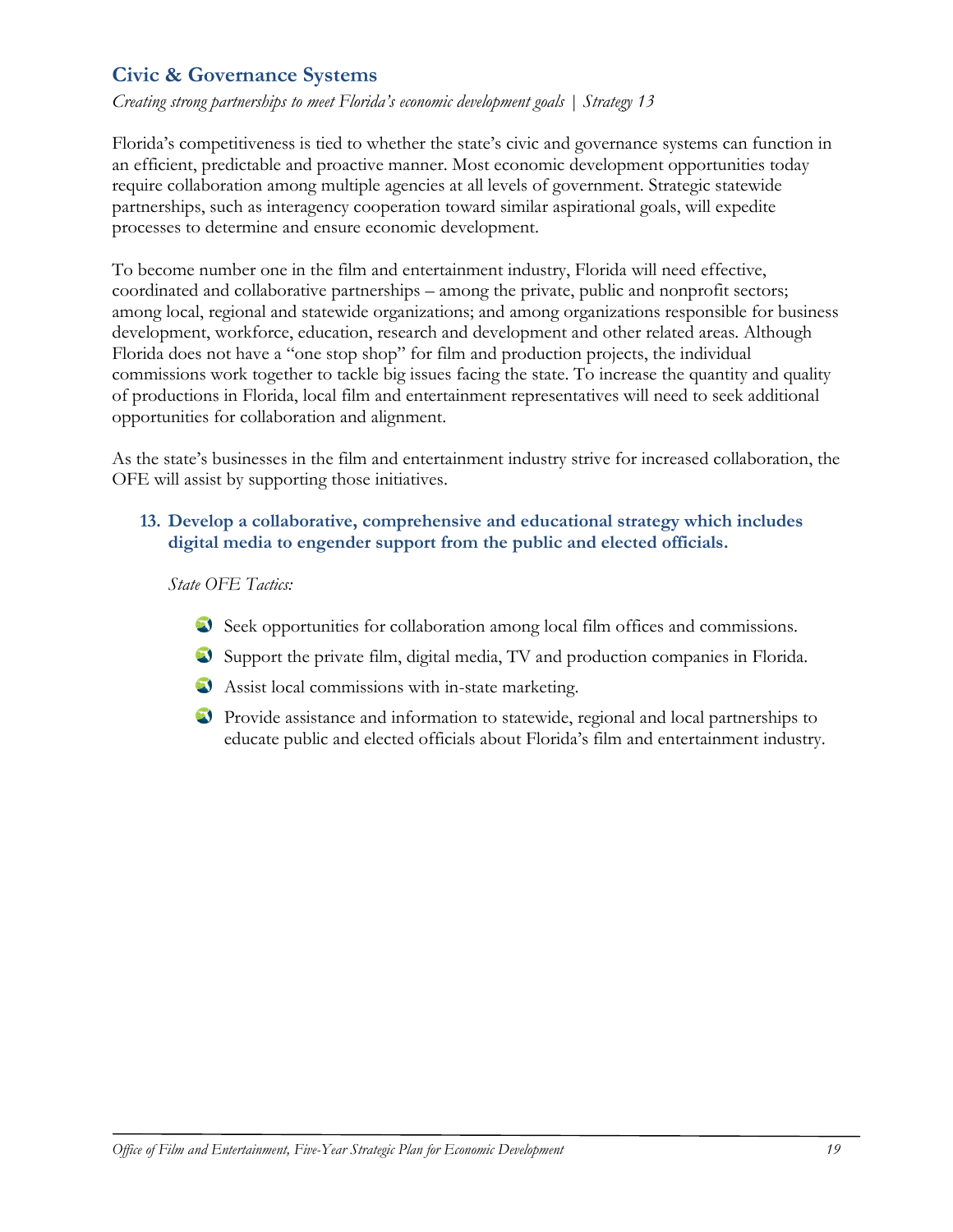## Civic & Governance Systems

*Creating strong partnerships to meet Florida's economic development goals | Strategy 13*

Florida's competitiveness is tied to whether the state's civic and governance systems can function in an efficient, predictable and proactive manner. Most economic development opportunities today require collaboration among multiple agencies at all levels of government. Strategic statewide partnerships, such as interagency cooperation toward similar aspirational goals, will expedite processes to determine and ensure economic development.

To become number one in the film and entertainment industry, Florida will need effective, coordinated and collaborative partnerships – among the private, public and nonprofit sectors; among local, regional and statewide organizations; and among organizations responsible for business development, workforce, education, research and development and other related areas. Although Florida does not have a "one stop shop" for film and production projects, the individual commissions work together to tackle big issues facing the state. To increase the quantity and quality of productions in Florida, local film and entertainment representatives will need to seek additional opportunities for collaboration and alignment.

As the state's businesses in the film and entertainment industry strive for increased collaboration, the OFE will assist by supporting those initiatives.

### 13. Develop a collaborative, comprehensive and educational strategy which includes digital media to engender support from the public and elected officials.

*State OFE Tactics:*

- Seek opportunities for collaboration among local film offices and commissions.
- Support the private film, digital media, TV and production companies in Florida.
- Assist local commissions with in-state marketing.
- Provide assistance and information to statewide, regional and local partnerships to educate public and elected officials about Florida's film and entertainment industry.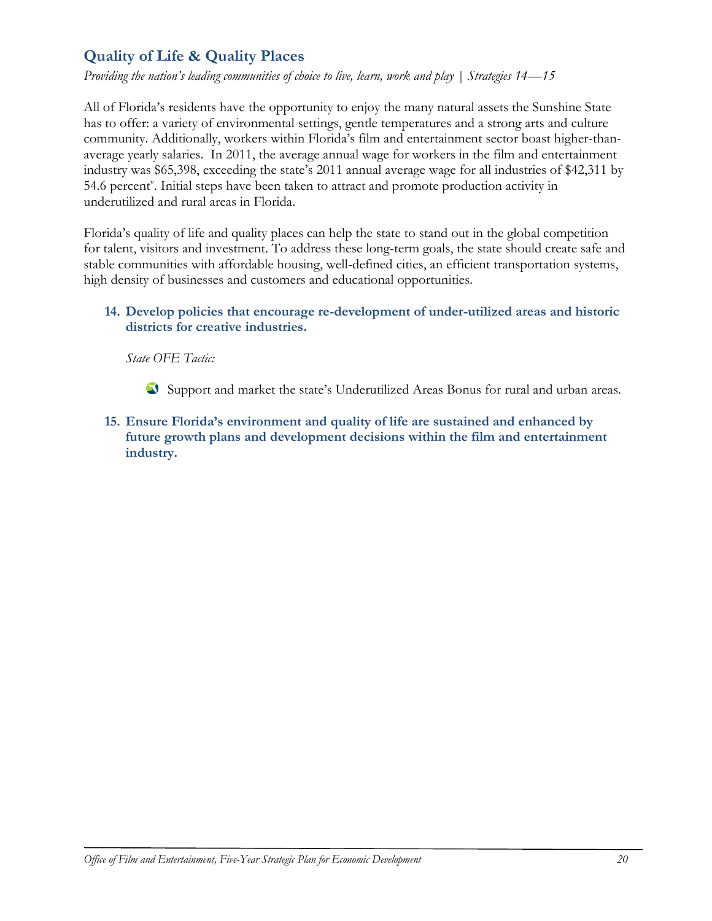## Quality of Life & Quality Places

*Providing the nation's leading communities of choice to live, learn, work and play | Strategies 14—15*

All of Florida's residents have the opportunity to enjoy the many natural assets the Sunshine State has to offer: a variety of environmental settings, gentle temperatures and a strong arts and culture community. Additionally, workers within Florida's film and entertainment sector boast higher-than-average yearly salaries. In 2011, the average annual wage for workers in the film and entertainment industry was $65,398, exceeding the state's 2011 annual average wage for all industries of $42,311 by 54.6 percent[v]. Initial steps have been taken to attract and promote production activity in underutilized and rural areas in Florida.

Florida's quality of life and quality places can help the state to stand out in the global competition for talent, visitors and investment. To address these long-term goals, the state should create safe and stable communities with affordable housing, well-defined cities, an efficient transportation systems, high density of businesses and customers and educational opportunities.

**14. Develop policies that encourage re-development of under-utilized areas and historic districts for creative industries.**

*State OFE Tactic:*

- Support and market the state's Underutilized Areas Bonus for rural and urban areas.

**15. Ensure Florida's environment and quality of life are sustained and enhanced by future growth plans and development decisions within the film and entertainment industry.**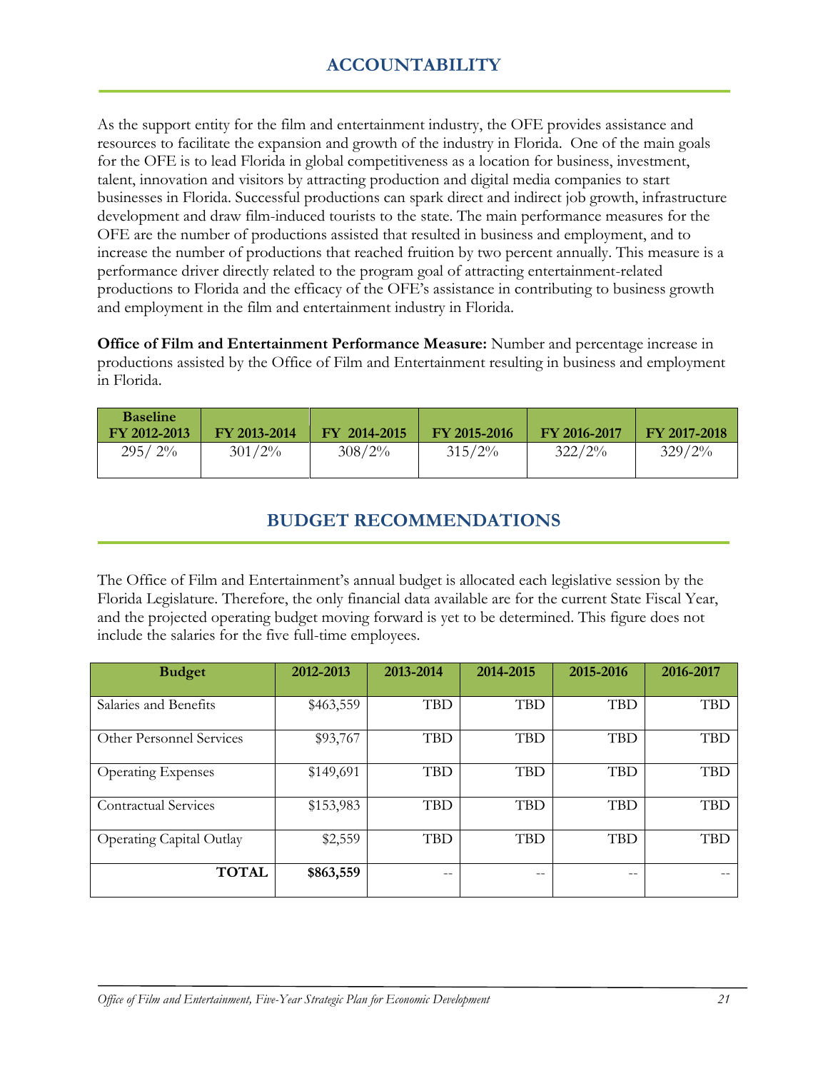# ACCOUNTABILITY

As the support entity for the film and entertainment industry, the OFE provides assistance and resources to facilitate the expansion and growth of the industry in Florida. One of the main goals for the OFE is to lead Florida in global competitiveness as a location for business, investment, talent, innovation and visitors by attracting production and digital media companies to start businesses in Florida. Successful productions can spark direct and indirect job growth, infrastructure development and draw film-induced tourists to the state. The main performance measures for the OFE are the number of productions assisted that resulted in business and employment, and to increase the number of productions that reached fruition by two percent annually. This measure is a performance driver directly related to the program goal of attracting entertainment-related productions to Florida and the efficacy of the OFE's assistance in contributing to business growth and employment in the film and entertainment industry in Florida.

**Office of Film and Entertainment Performance Measure:** Number and percentage increase in productions assisted by the Office of Film and Entertainment resulting in business and employment in Florida.

| Baseline FY 2012-2013 | FY 2013-2014 | FY 2014-2015 | FY 2015-2016 | FY 2016-2017 | FY 2017-2018 |
|---|---|---|---|---|---|
| 295/ 2% | 301/2% | 308/2% | 315/2% | 322/2% | 329/2% |

# BUDGET RECOMMENDATIONS

The Office of Film and Entertainment's annual budget is allocated each legislative session by the Florida Legislature. Therefore, the only financial data available are for the current State Fiscal Year, and the projected operating budget moving forward is yet to be determined. This figure does not include the salaries for the five full-time employees.

| Budget | 2012-2013 | 2013-2014 | 2014-2015 | 2015-2016 | 2016-2017 |
|---|---|---|---|---|---|
| Salaries and Benefits | $463,559 | TBD | TBD | TBD | TBD |
| Other Personnel Services | $93,767 | TBD | TBD | TBD | TBD |
| Operating Expenses | $149,691 | TBD | TBD | TBD | TBD |
| Contractual Services | $153,983 | TBD | TBD | TBD | TBD |
| Operating Capital Outlay | $2,559 | TBD | TBD | TBD | TBD |
| **TOTAL** | **$863,559** | -- | -- | -- | -- |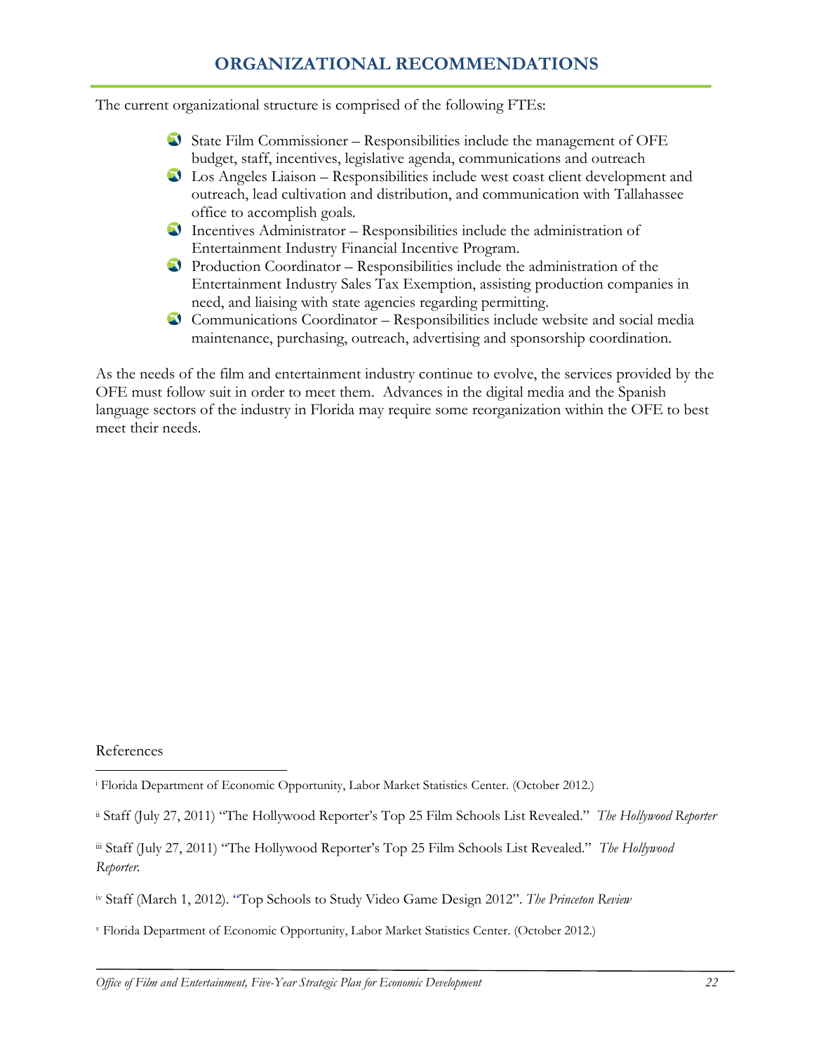## ORGANIZATIONAL RECOMMENDATIONS

The current organizational structure is comprised of the following FTEs:

- State Film Commissioner – Responsibilities include the management of OFE budget, staff, incentives, legislative agenda, communications and outreach
- Los Angeles Liaison – Responsibilities include west coast client development and outreach, lead cultivation and distribution, and communication with Tallahassee office to accomplish goals.
- Incentives Administrator – Responsibilities include the administration of Entertainment Industry Financial Incentive Program.
- Production Coordinator – Responsibilities include the administration of the Entertainment Industry Sales Tax Exemption, assisting production companies in need, and liaising with state agencies regarding permitting.
- Communications Coordinator – Responsibilities include website and social media maintenance, purchasing, outreach, advertising and sponsorship coordination.

As the needs of the film and entertainment industry continue to evolve, the services provided by the OFE must follow suit in order to meet them. Advances in the digital media and the Spanish language sectors of the industry in Florida may require some reorganization within the OFE to best meet their needs.

References

[i] Florida Department of Economic Opportunity, Labor Market Statistics Center. (October 2012.)

[ii] Staff (July 27, 2011) "The Hollywood Reporter's Top 25 Film Schools List Revealed." *The Hollywood Reporter*

[iii] Staff (July 27, 2011) "The Hollywood Reporter's Top 25 Film Schools List Revealed." *The Hollywood Reporter.*

[iv] Staff (March 1, 2012). "Top Schools to Study Video Game Design 2012". *The Princeton Review*

[v] Florida Department of Economic Opportunity, Labor Market Statistics Center. (October 2012.)